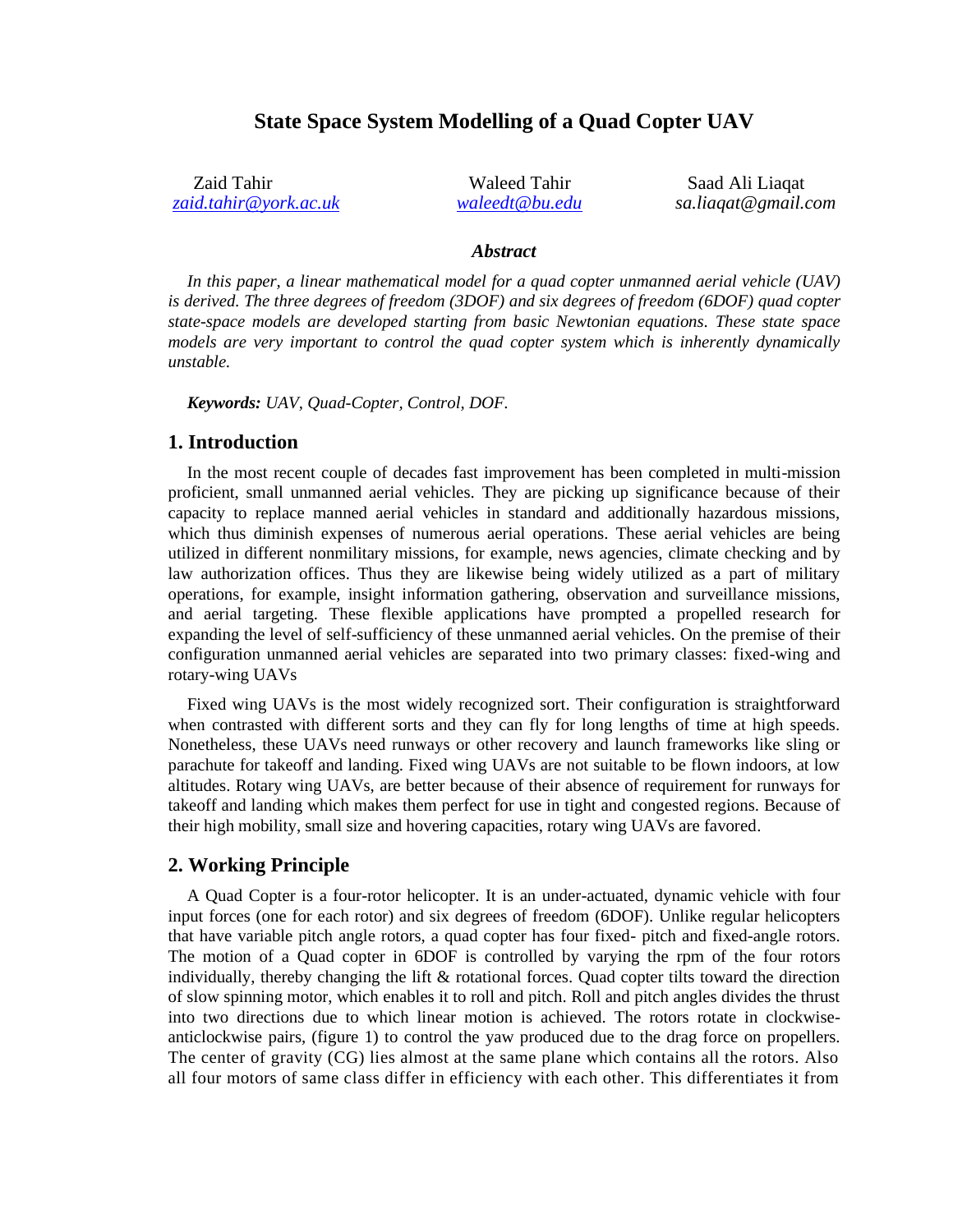# State Space System Modelling of a Quad Copter UAV

Zaid Tahir
*zaid.tahir@york.ac.uk*

Waleed Tahir
*waleedt@bu.edu*

Saad Ali Liaqat
*sa.liaqat@gmail.com*

### *Abstract*

*In this paper, a linear mathematical model for a quad copter unmanned aerial vehicle (UAV) is derived. The three degrees of freedom (3DOF) and six degrees of freedom (6DOF) quad copter state-space models are developed starting from basic Newtonian equations. These state space models are very important to control the quad copter system which is inherently dynamically unstable.*

***Keywords:*** *UAV, Quad-Copter, Control, DOF.*

## 1. Introduction

In the most recent couple of decades fast improvement has been completed in multi-mission proficient, small unmanned aerial vehicles. They are picking up significance because of their capacity to replace manned aerial vehicles in standard and additionally hazardous missions, which thus diminish expenses of numerous aerial operations. These aerial vehicles are being utilized in different nonmilitary missions, for example, news agencies, climate checking and by law authorization offices. Thus they are likewise being widely utilized as a part of military operations, for example, insight information gathering, observation and surveillance missions, and aerial targeting. These flexible applications have prompted a propelled research for expanding the level of self-sufficiency of these unmanned aerial vehicles. On the premise of their configuration unmanned aerial vehicles are separated into two primary classes: fixed-wing and rotary-wing UAVs

Fixed wing UAVs is the most widely recognized sort. Their configuration is straightforward when contrasted with different sorts and they can fly for long lengths of time at high speeds. Nonetheless, these UAVs need runways or other recovery and launch frameworks like sling or parachute for takeoff and landing. Fixed wing UAVs are not suitable to be flown indoors, at low altitudes. Rotary wing UAVs, are better because of their absence of requirement for runways for takeoff and landing which makes them perfect for use in tight and congested regions. Because of their high mobility, small size and hovering capacities, rotary wing UAVs are favored.

## 2. Working Principle

A Quad Copter is a four-rotor helicopter. It is an under-actuated, dynamic vehicle with four input forces (one for each rotor) and six degrees of freedom (6DOF). Unlike regular helicopters that have variable pitch angle rotors, a quad copter has four fixed- pitch and fixed-angle rotors. The motion of a Quad copter in 6DOF is controlled by varying the rpm of the four rotors individually, thereby changing the lift & rotational forces. Quad copter tilts toward the direction of slow spinning motor, which enables it to roll and pitch. Roll and pitch angles divides the thrust into two directions due to which linear motion is achieved. The rotors rotate in clockwise-anticlockwise pairs, (figure 1) to control the yaw produced due to the drag force on propellers. The center of gravity (CG) lies almost at the same plane which contains all the rotors. Also all four motors of same class differ in efficiency with each other. This differentiates it from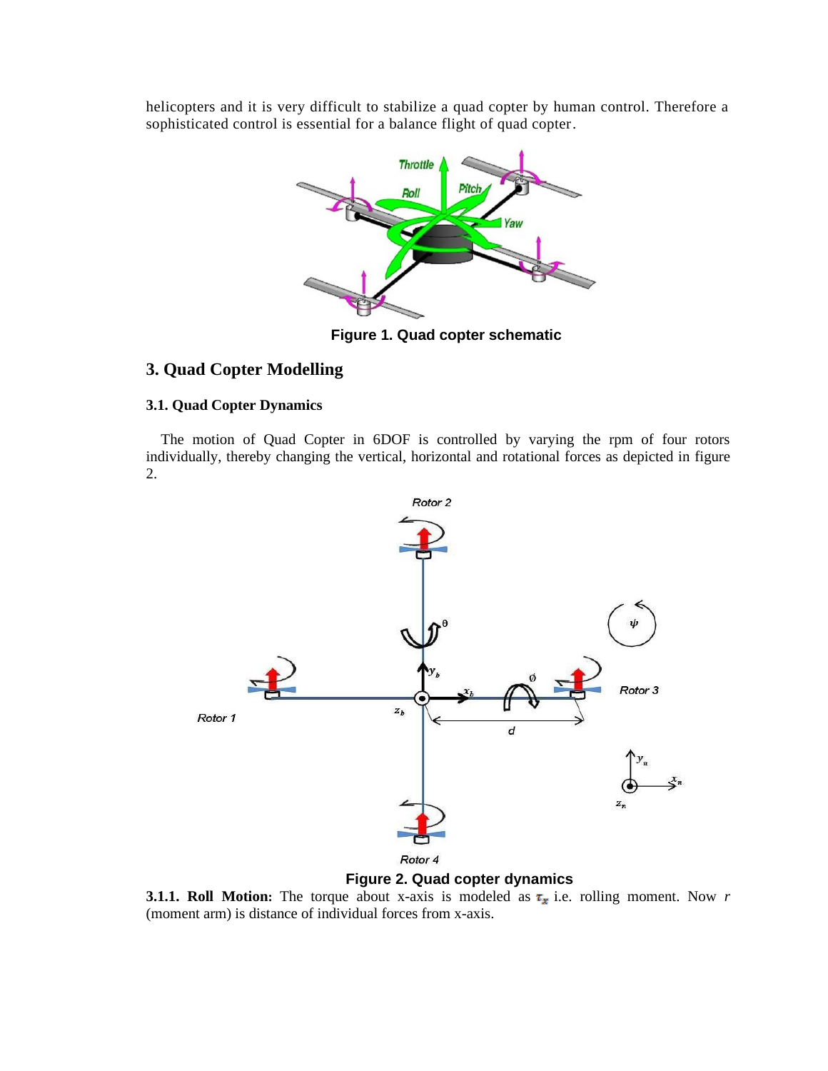helicopters and it is very difficult to stabilize a quad copter by human control. Therefore a sophisticated control is essential for a balance flight of quad copter.

Throttle

Roll

Pitch

Yaw

**Figure 1. Quad copter schematic**

## 3. Quad Copter Modelling

### 3.1. Quad Copter Dynamics

The motion of Quad Copter in 6DOF is controlled by varying the rpm of four rotors individually, thereby changing the vertical, horizontal and rotational forces as depicted in figure 2.

Rotor 2

θ

ψ

$y_b$

Ø

Rotor 1

$x_b$

Rotor 3

$z_b$

d

$y_n$

$x_n$

$z_n$

Rotor 4

**Figure 2. Quad copter dynamics**

**3.1.1. Roll Motion:** The torque about x-axis is modeled as $\tau_x$ i.e. rolling moment. Now *r* (moment arm) is distance of individual forces from x-axis.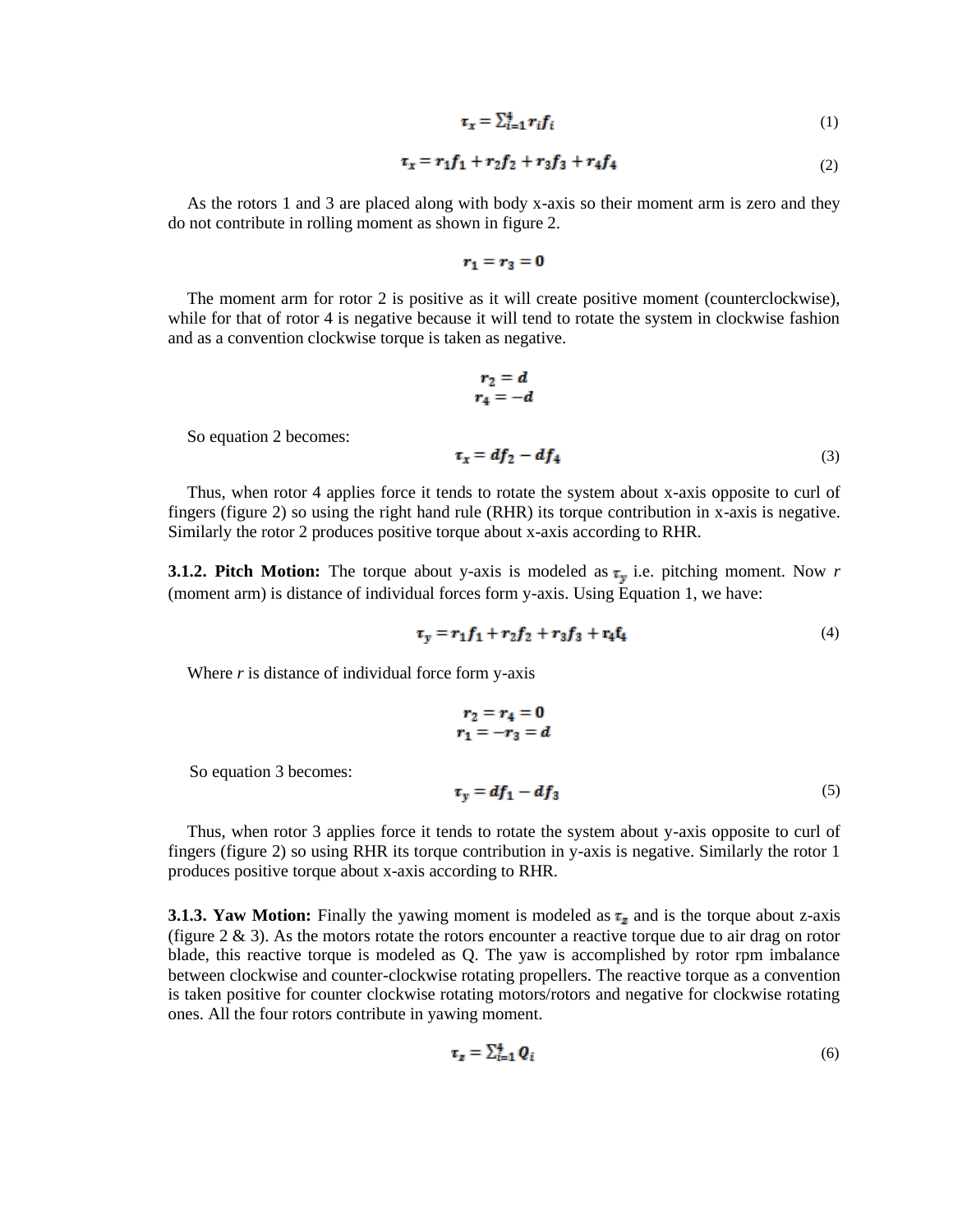$$\tau_x = \sum_{i=1}^{4} r_i f_i \tag{1}$$

$$\tau_x = r_1 f_1 + r_2 f_2 + r_3 f_3 + r_4 f_4 \tag{2}$$

As the rotors 1 and 3 are placed along with body x-axis so their moment arm is zero and they do not contribute in rolling moment as shown in figure 2.

$$r_1 = r_3 = 0$$

The moment arm for rotor 2 is positive as it will create positive moment (counterclockwise), while for that of rotor 4 is negative because it will tend to rotate the system in clockwise fashion and as a convention clockwise torque is taken as negative.

$$r_2 = d$$
$$r_4 = -d$$

So equation 2 becomes:

$$\tau_x = df_2 - df_4 \tag{3}$$

Thus, when rotor 4 applies force it tends to rotate the system about x-axis opposite to curl of fingers (figure 2) so using the right hand rule (RHR) its torque contribution in x-axis is negative. Similarly the rotor 2 produces positive torque about x-axis according to RHR.

**3.1.2. Pitch Motion:** The torque about y-axis is modeled as $\tau_y$ i.e. pitching moment. Now *r* (moment arm) is distance of individual forces form y-axis. Using Equation 1, we have:

$$\tau_y = r_1 f_1 + r_2 f_2 + r_3 f_3 + r_4 f_4 \tag{4}$$

Where *r* is distance of individual force form y-axis

$$r_2 = r_4 = 0$$
$$r_1 = -r_3 = d$$

So equation 3 becomes:

$$\tau_y = df_1 - df_3 \tag{5}$$

Thus, when rotor 3 applies force it tends to rotate the system about y-axis opposite to curl of fingers (figure 2) so using RHR its torque contribution in y-axis is negative. Similarly the rotor 1 produces positive torque about x-axis according to RHR.

**3.1.3. Yaw Motion:** Finally the yawing moment is modeled as $\tau_z$ and is the torque about z-axis (figure 2 & 3). As the motors rotate the rotors encounter a reactive torque due to air drag on rotor blade, this reactive torque is modeled as Q. The yaw is accomplished by rotor rpm imbalance between clockwise and counter-clockwise rotating propellers. The reactive torque as a convention is taken positive for counter clockwise rotating motors/rotors and negative for clockwise rotating ones. All the four rotors contribute in yawing moment.

$$\tau_z = \sum_{i=1}^{4} Q_i \tag{6}$$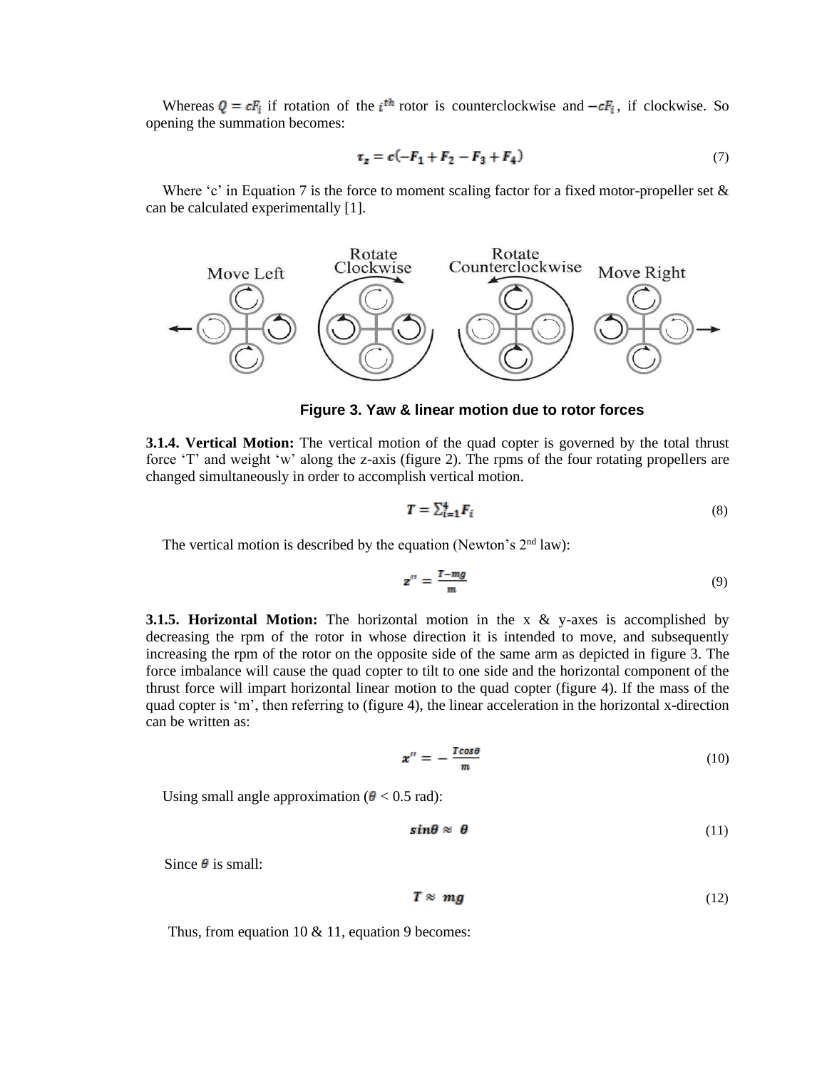Whereas $Q = cF_i$ if rotation of the $i^{th}$ rotor is counterclockwise and $-cF_i$, if clockwise. So opening the summation becomes:

$$\tau_z = c(-F_1 + F_2 - F_3 + F_4) \tag{7}$$

Where 'c' in Equation 7 is the force to moment scaling factor for a fixed motor-propeller set & can be calculated experimentally [1].

Move Left

Rotate Clockwise

Rotate Counterclockwise

Move Right

**Figure 3. Yaw & linear motion due to rotor forces**

**3.1.4. Vertical Motion:** The vertical motion of the quad copter is governed by the total thrust force 'T' and weight 'w' along the z-axis (figure 2). The rpms of the four rotating propellers are changed simultaneously in order to accomplish vertical motion.

$$T = \sum_{i=1}^{4} F_i \tag{8}$$

The vertical motion is described by the equation (Newton's 2nd law):

$$z'' = \frac{T - mg}{m} \tag{9}$$

**3.1.5. Horizontal Motion:** The horizontal motion in the x & y-axes is accomplished by decreasing the rpm of the rotor in whose direction it is intended to move, and subsequently increasing the rpm of the rotor on the opposite side of the same arm as depicted in figure 3. The force imbalance will cause the quad copter to tilt to one side and the horizontal component of the thrust force will impart horizontal linear motion to the quad copter (figure 4). If the mass of the quad copter is 'm', then referring to (figure 4), the linear acceleration in the horizontal x-direction can be written as:

$$x'' = -\frac{T\cos\theta}{m} \tag{10}$$

Using small angle approximation ($\theta$ < 0.5 rad):

$$\sin\theta \approx \theta \tag{11}$$

Since $\theta$ is small:

$$T \approx mg \tag{12}$$

Thus, from equation 10 & 11, equation 9 becomes: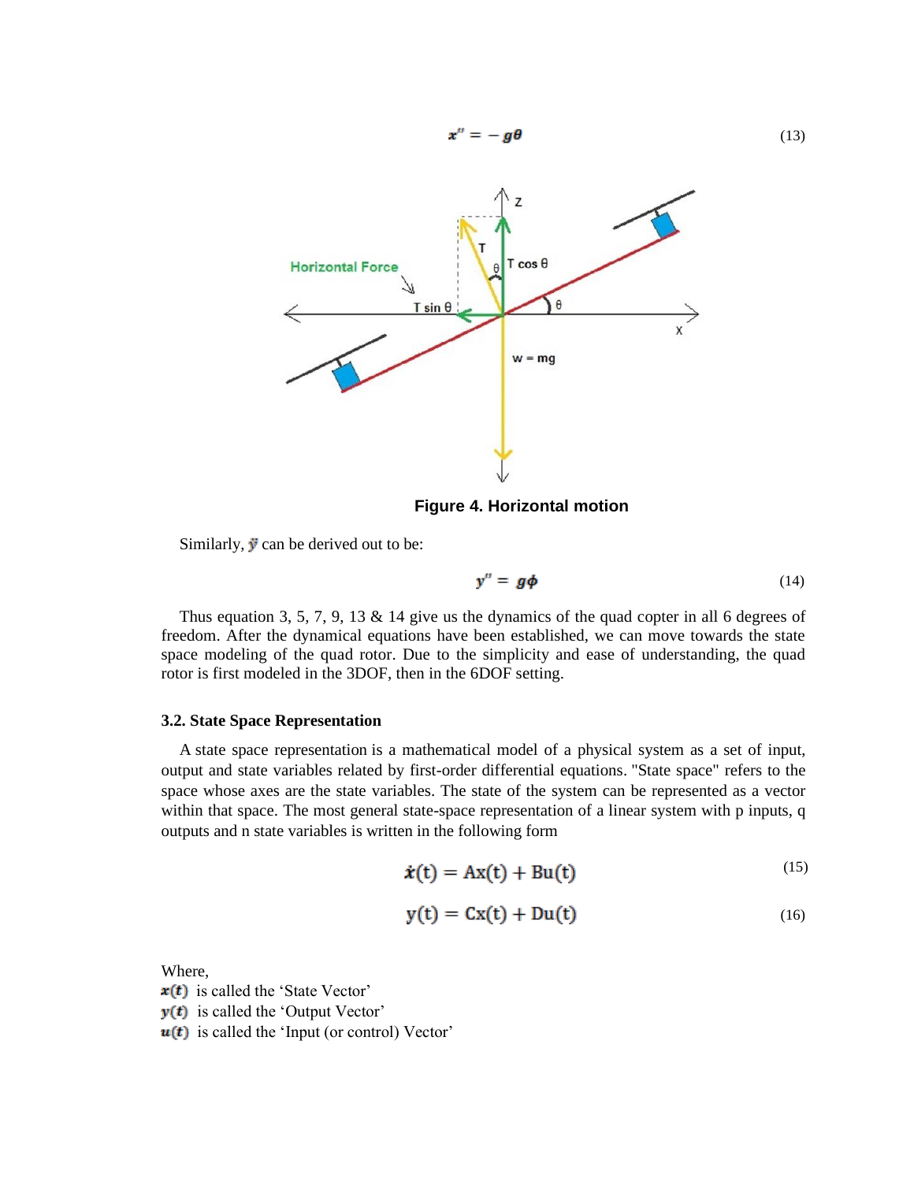$$x'' = -g\theta \tag{13}$$

Horizontal Force

Z

T

θ

T cos θ

T sin θ

θ

X

w = mg

**Figure 4. Horizontal motion**

Similarly, $\ddot{y}$ can be derived out to be:

$$y'' = g\phi \tag{14}$$

Thus equation 3, 5, 7, 9, 13 & 14 give us the dynamics of the quad copter in all 6 degrees of freedom. After the dynamical equations have been established, we can move towards the state space modeling of the quad rotor. Due to the simplicity and ease of understanding, the quad rotor is first modeled in the 3DOF, then in the 6DOF setting.

### 3.2. State Space Representation

A state space representation is a mathematical model of a physical system as a set of input, output and state variables related by first-order differential equations. "State space" refers to the space whose axes are the state variables. The state of the system can be represented as a vector within that space. The most general state-space representation of a linear system with p inputs, q outputs and n state variables is written in the following form

$$\dot{x}(t) = Ax(t) + Bu(t) \tag{15}$$

$$y(t) = Cx(t) + Du(t) \tag{16}$$

Where,

$x(t)$ is called the 'State Vector'

$y(t)$ is called the 'Output Vector'

$u(t)$ is called the 'Input (or control) Vector'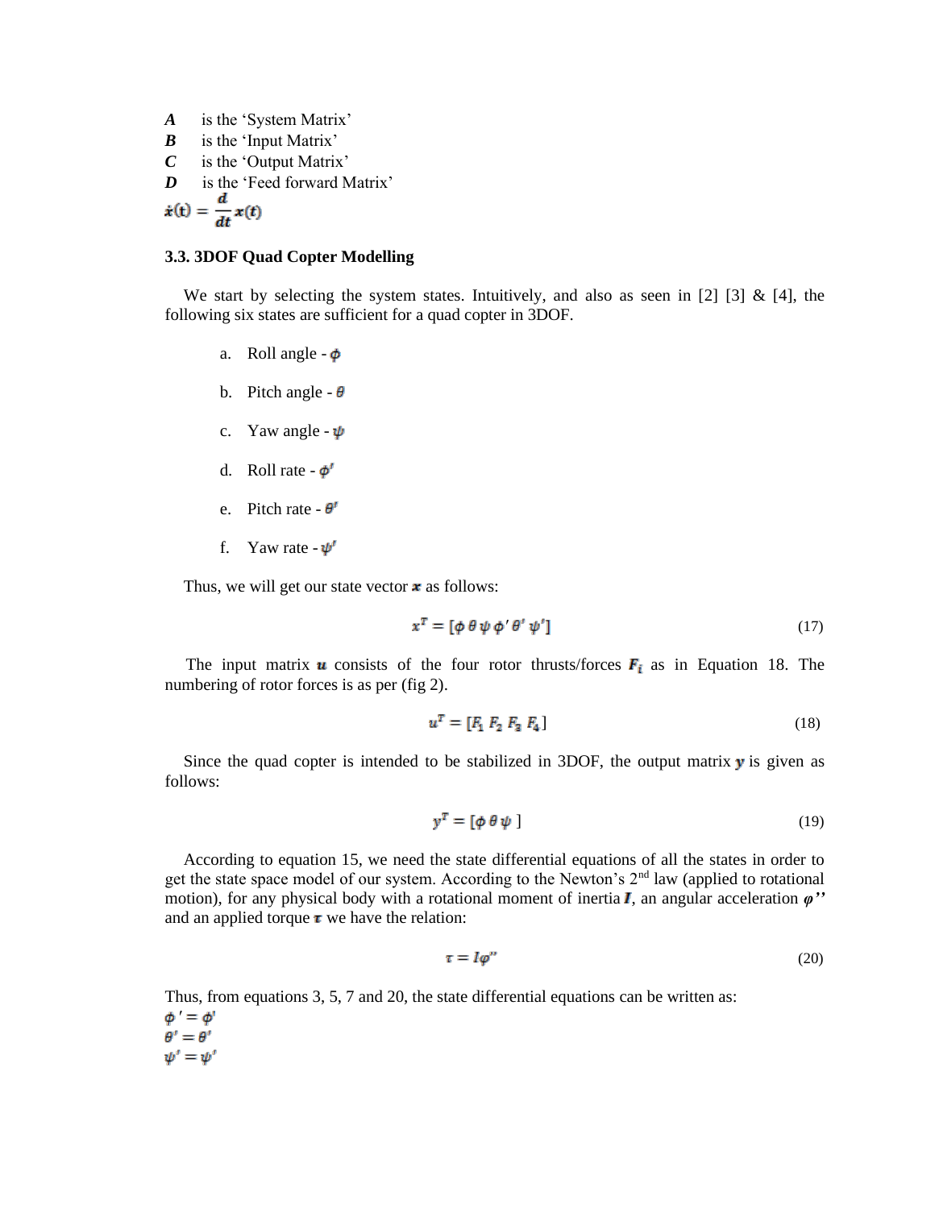***A*** is the 'System Matrix'

***B*** is the 'Input Matrix'

***C*** is the 'Output Matrix'

***D*** is the 'Feed forward Matrix'

$\dot{x}(t) = \frac{d}{dt}x(t)$

### 3.3. 3DOF Quad Copter Modelling

We start by selecting the system states. Intuitively, and also as seen in [2] [3] & [4], the following six states are sufficient for a quad copter in 3DOF.

a. Roll angle - $\phi$

b. Pitch angle - $\theta$

c. Yaw angle - $\psi$

d. Roll rate - $\phi'$

e. Pitch rate - $\theta'$

f. Yaw rate - $\psi'$

Thus, we will get our state vector $\boldsymbol{x}$ as follows:

$$x^T = [\phi \; \theta \; \psi \; \phi' \; \theta' \; \psi'] \tag{17}$$

The input matrix $\boldsymbol{u}$ consists of the four rotor thrusts/forces $F_i$ as in Equation 18. The numbering of rotor forces is as per (fig 2).

$$u^T = [F_1 \; F_2 \; F_3 \; F_4] \tag{18}$$

Since the quad copter is intended to be stabilized in 3DOF, the output matrix $\boldsymbol{y}$ is given as follows:

$$y^T = [\phi \; \theta \; \psi \;] \tag{19}$$

According to equation 15, we need the state differential equations of all the states in order to get the state space model of our system. According to the Newton's 2nd law (applied to rotational motion), for any physical body with a rotational moment of inertia $\boldsymbol{I}$, an angular acceleration $\varphi''$ and an applied torque $\tau$ we have the relation:

$$\tau = I\varphi'' \tag{20}$$

Thus, from equations 3, 5, 7 and 20, the state differential equations can be written as:

$\phi' = \phi'$

$\theta' = \theta'$

$\psi' = \psi'$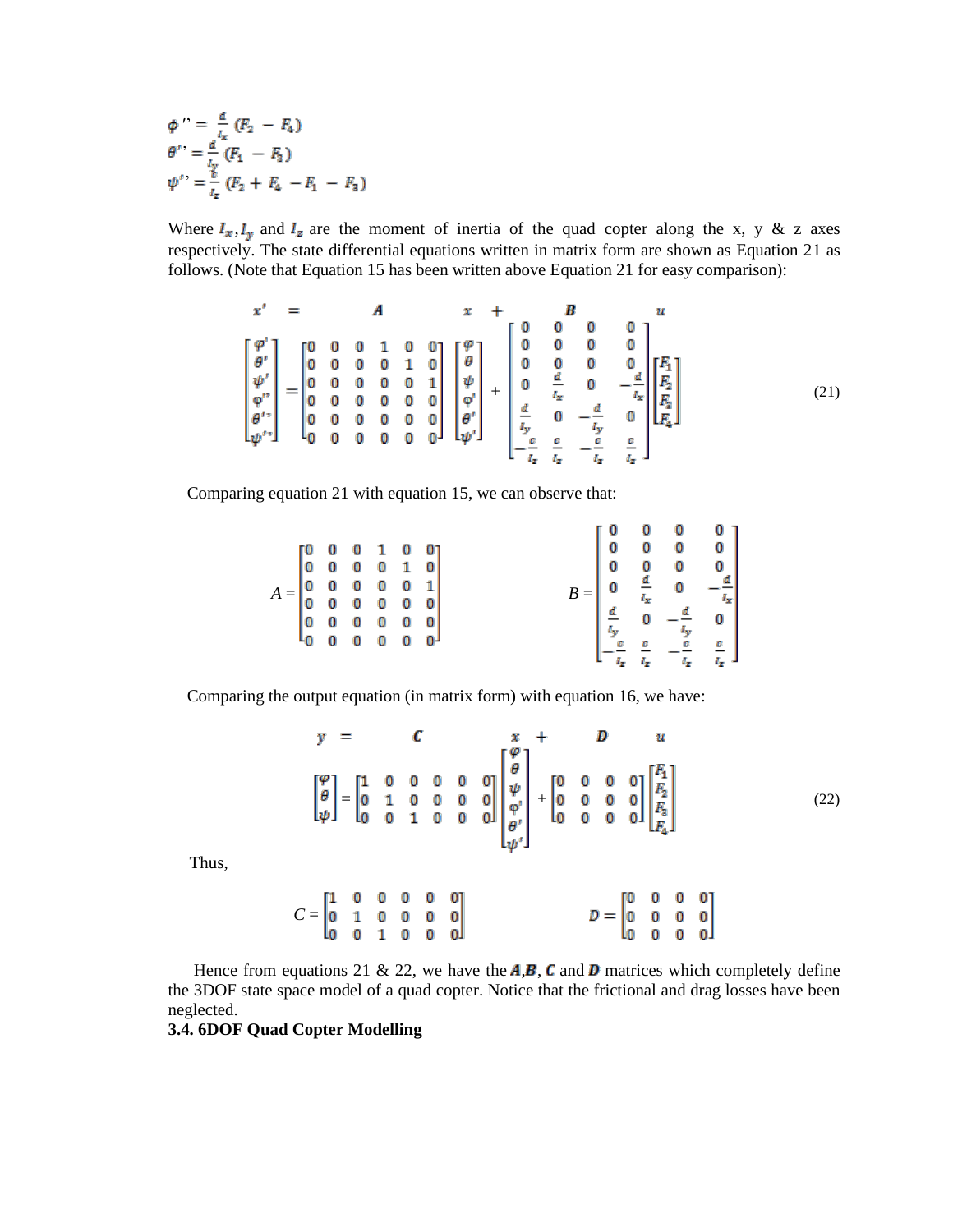$$\phi'' = \frac{d}{I_x}(F_2 - F_4)$$
$$\theta'' = \frac{d}{I_y}(F_1 - F_3)$$
$$\psi'' = \frac{c}{I_z}(F_2 + F_4 - F_1 - F_3)$$

Where $I_x, I_y$ and $I_z$ are the moment of inertia of the quad copter along the x, y & z axes respectively. The state differential equations written in matrix form are shown as Equation 21 as follows. (Note that Equation 15 has been written above Equation 21 for easy comparison):

$$\underset{x'}{\begin{bmatrix} \varphi' \\ \theta' \\ \psi' \\ \varphi'' \\ \theta'' \\ \psi'' \end{bmatrix}} = \underset{A}{\begin{bmatrix} 0 & 0 & 0 & 1 & 0 & 0 \\ 0 & 0 & 0 & 0 & 1 & 0 \\ 0 & 0 & 0 & 0 & 0 & 1 \\ 0 & 0 & 0 & 0 & 0 & 0 \\ 0 & 0 & 0 & 0 & 0 & 0 \\ 0 & 0 & 0 & 0 & 0 & 0 \end{bmatrix}} \underset{x}{\begin{bmatrix} \varphi \\ \theta \\ \psi \\ \varphi' \\ \theta' \\ \psi' \end{bmatrix}} + \underset{B}{\begin{bmatrix} 0 & 0 & 0 & 0 \\ 0 & 0 & 0 & 0 \\ 0 & 0 & 0 & 0 \\ 0 & \frac{d}{I_x} & 0 & -\frac{d}{I_x} \\ \frac{d}{I_y} & 0 & -\frac{d}{I_y} & 0 \\ -\frac{c}{I_z} & \frac{c}{I_z} & -\frac{c}{I_z} & \frac{c}{I_z} \end{bmatrix}} \underset{u}{\begin{bmatrix} F_1 \\ F_2 \\ F_3 \\ F_4 \end{bmatrix}} \tag{21}$$

Comparing equation 21 with equation 15, we can observe that:

$$A = \begin{bmatrix} 0 & 0 & 0 & 1 & 0 & 0 \\ 0 & 0 & 0 & 0 & 1 & 0 \\ 0 & 0 & 0 & 0 & 0 & 1 \\ 0 & 0 & 0 & 0 & 0 & 0 \\ 0 & 0 & 0 & 0 & 0 & 0 \\ 0 & 0 & 0 & 0 & 0 & 0 \end{bmatrix} \qquad B = \begin{bmatrix} 0 & 0 & 0 & 0 \\ 0 & 0 & 0 & 0 \\ 0 & 0 & 0 & 0 \\ 0 & \frac{d}{I_x} & 0 & -\frac{d}{I_x} \\ \frac{d}{I_y} & 0 & -\frac{d}{I_y} & 0 \\ -\frac{c}{I_z} & \frac{c}{I_z} & -\frac{c}{I_z} & \frac{c}{I_z} \end{bmatrix}$$

Comparing the output equation (in matrix form) with equation 16, we have:

$$\underset{y}{\begin{bmatrix} \varphi \\ \theta \\ \psi \end{bmatrix}} = \underset{C}{\begin{bmatrix} 1 & 0 & 0 & 0 & 0 & 0 \\ 0 & 1 & 0 & 0 & 0 & 0 \\ 0 & 0 & 1 & 0 & 0 & 0 \end{bmatrix}} \underset{x}{\begin{bmatrix} \varphi \\ \theta \\ \psi \\ \varphi' \\ \theta' \\ \psi' \end{bmatrix}} + \underset{D}{\begin{bmatrix} 0 & 0 & 0 & 0 \\ 0 & 0 & 0 & 0 \\ 0 & 0 & 0 & 0 \end{bmatrix}} \underset{u}{\begin{bmatrix} F_1 \\ F_2 \\ F_3 \\ F_4 \end{bmatrix}} \tag{22}$$

Thus,

$$C = \begin{bmatrix} 1 & 0 & 0 & 0 & 0 & 0 \\ 0 & 1 & 0 & 0 & 0 & 0 \\ 0 & 0 & 1 & 0 & 0 & 0 \end{bmatrix} \qquad D = \begin{bmatrix} 0 & 0 & 0 & 0 \\ 0 & 0 & 0 & 0 \\ 0 & 0 & 0 & 0 \end{bmatrix}$$

Hence from equations 21 & 22, we have the $\boldsymbol{A}, \boldsymbol{B}, \boldsymbol{C}$ and $\boldsymbol{D}$ matrices which completely define the 3DOF state space model of a quad copter. Notice that the frictional and drag losses have been neglected.

### 3.4. 6DOF Quad Copter Modelling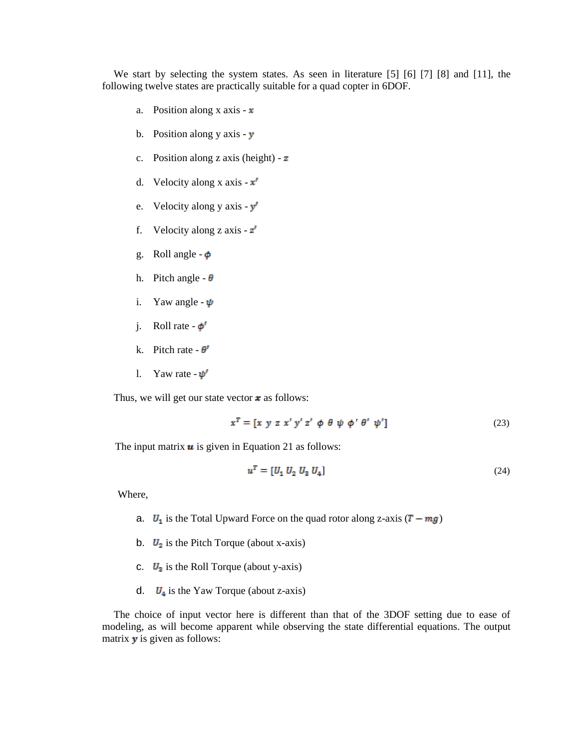We start by selecting the system states. As seen in literature [5] [6] [7] [8] and [11], the following twelve states are practically suitable for a quad copter in 6DOF.

a. Position along x axis - $x$

b. Position along y axis - $y$

c. Position along z axis (height) - $z$

d. Velocity along x axis - $x'$

e. Velocity along y axis - $y'$

f. Velocity along z axis - $z'$

g. Roll angle - $\phi$

h. Pitch angle - $\theta$

i. Yaw angle - $\psi$

j. Roll rate - $\phi'$

k. Pitch rate - $\theta'$

l. Yaw rate - $\psi'$

Thus, we will get our state vector $x$ as follows:

$$x^T = [x\ y\ z\ x'\ y'\ z'\ \phi\ \theta\ \psi\ \phi'\ \theta'\ \psi'] \tag{23}$$

The input matrix $u$ is given in Equation 21 as follows:

$$u^T = [U_1\ U_2\ U_3\ U_4] \tag{24}$$

Where,

a. $U_1$ is the Total Upward Force on the quad rotor along z-axis ($T - mg$)

b. $U_2$ is the Pitch Torque (about x-axis)

c. $U_3$ is the Roll Torque (about y-axis)

d. $U_4$ is the Yaw Torque (about z-axis)

The choice of input vector here is different than that of the 3DOF setting due to ease of modeling, as will become apparent while observing the state differential equations. The output matrix $y$ is given as follows: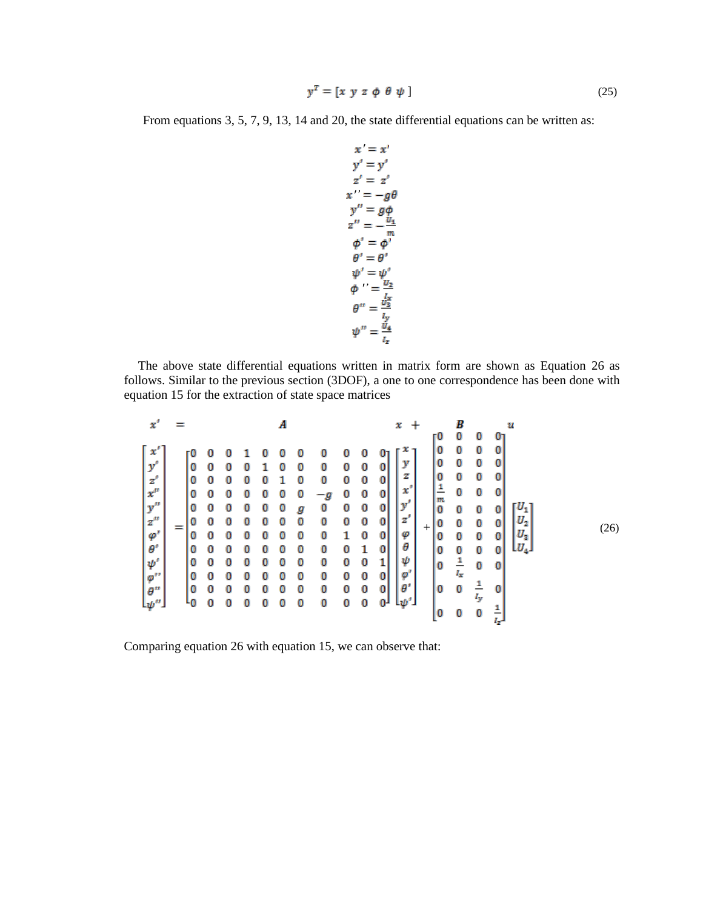$$y^T = [x \;\, y \;\, z \;\, \phi \;\, \theta \;\, \psi\,] \tag{25}$$

From equations 3, 5, 7, 9, 13, 14 and 20, the state differential equations can be written as:

$$
\begin{gathered}
x' = x' \\
y' = y' \\
z' = z' \\
x'' = -g\theta \\
y'' = g\phi \\
z'' = -\frac{U_1}{m} \\
\phi' = \phi' \\
\theta' = \theta' \\
\psi' = \psi' \\
\phi'' = \frac{U_2}{I_x} \\
\theta'' = \frac{U_3}{I_y} \\
\psi'' = \frac{U_4}{I_z}
\end{gathered}
$$

The above state differential equations written in matrix form are shown as Equation 26 as follows. Similar to the previous section (3DOF), a one to one correspondence has been done with equation 15 for the extraction of state space matrices

$$
\underbrace{\begin{bmatrix} x' \\ y' \\ z' \\ x'' \\ y'' \\ z'' \\ \varphi' \\ \theta' \\ \psi' \\ \varphi'' \\ \theta'' \\ \psi'' \end{bmatrix}}_{x'}
=
\underbrace{\begin{bmatrix}
0 & 0 & 0 & 1 & 0 & 0 & 0 & 0 & 0 & 0 & 0 \\
0 & 0 & 0 & 0 & 1 & 0 & 0 & 0 & 0 & 0 & 0 \\
0 & 0 & 0 & 0 & 0 & 1 & 0 & 0 & 0 & 0 & 0 \\
0 & 0 & 0 & 0 & 0 & 0 & 0 & -g & 0 & 0 & 0 \\
0 & 0 & 0 & 0 & 0 & 0 & g & 0 & 0 & 0 & 0 \\
0 & 0 & 0 & 0 & 0 & 0 & 0 & 0 & 0 & 0 & 0 \\
0 & 0 & 0 & 0 & 0 & 0 & 0 & 0 & 1 & 0 & 0 \\
0 & 0 & 0 & 0 & 0 & 0 & 0 & 0 & 0 & 1 & 0 \\
0 & 0 & 0 & 0 & 0 & 0 & 0 & 0 & 0 & 0 & 1 \\
0 & 0 & 0 & 0 & 0 & 0 & 0 & 0 & 0 & 0 & 0 \\
0 & 0 & 0 & 0 & 0 & 0 & 0 & 0 & 0 & 0 & 0 \\
0 & 0 & 0 & 0 & 0 & 0 & 0 & 0 & 0 & 0 & 0
\end{bmatrix}}_{A}
\underbrace{\begin{bmatrix} x \\ y \\ z \\ x' \\ y' \\ z' \\ \varphi \\ \theta \\ \psi \\ \varphi' \\ \theta' \\ \psi' \end{bmatrix}}_{x}
+
\underbrace{\begin{bmatrix}
0 & 0 & 0 & 0 \\
0 & 0 & 0 & 0 \\
0 & 0 & 0 & 0 \\
0 & 0 & 0 & 0 \\
\frac{1}{m} & 0 & 0 & 0 \\
0 & 0 & 0 & 0 \\
0 & 0 & 0 & 0 \\
0 & 0 & 0 & 0 \\
0 & 0 & 0 & 0 \\
0 & \frac{1}{I_x} & 0 & 0 \\
0 & 0 & \frac{1}{I_y} & 0 \\
0 & 0 & 0 & \frac{1}{I_z}
\end{bmatrix}}_{B}
\underbrace{\begin{bmatrix} U_1 \\ U_2 \\ U_3 \\ U_4 \end{bmatrix}}_{u}
\tag{26}
$$

Comparing equation 26 with equation 15, we can observe that: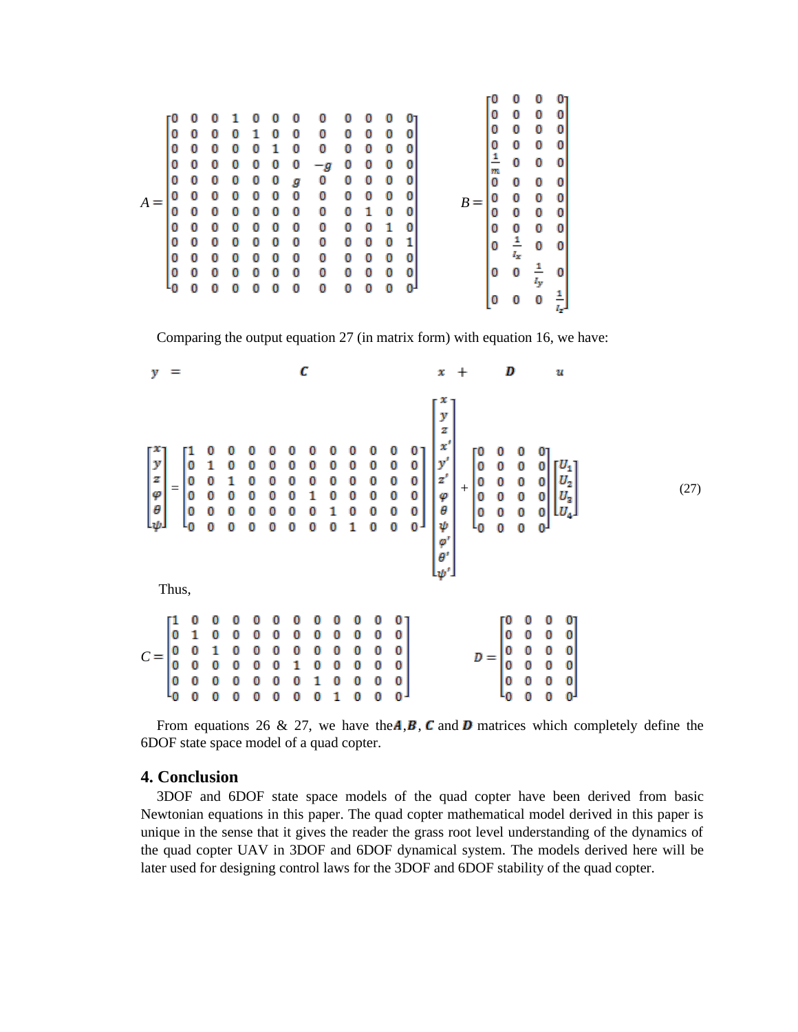$$A=\begin{bmatrix}0&0&0&1&0&0&0&0&0&0&0&0\\0&0&0&0&1&0&0&0&0&0&0&0\\0&0&0&0&0&1&0&0&0&0&0&0\\0&0&0&0&0&0&0&-g&0&0&0&0\\0&0&0&0&0&0&g&0&0&0&0&0\\0&0&0&0&0&0&0&0&0&0&0&0\\0&0&0&0&0&0&0&0&0&1&0&0\\0&0&0&0&0&0&0&0&0&0&1&0\\0&0&0&0&0&0&0&0&0&0&0&1\\0&0&0&0&0&0&0&0&0&0&0&0\\0&0&0&0&0&0&0&0&0&0&0&0\\0&0&0&0&0&0&0&0&0&0&0&0\end{bmatrix}\qquad B=\begin{bmatrix}0&0&0&0\\0&0&0&0\\0&0&0&0\\0&0&0&0\\\frac{1}{m}&0&0&0\\0&0&0&0\\0&0&0&0\\0&0&0&0\\0&0&0&0\\0&\frac{1}{I_x}&0&0\\0&0&\frac{1}{I_y}&0\\0&0&0&\frac{1}{I_z}\end{bmatrix}$$

Comparing the output equation 27 (in matrix form) with equation 16, we have:

$$y \quad = \quad C \quad x \quad + \quad D \quad u$$

$$\begin{bmatrix}x\\y\\z\\\varphi\\\theta\\\psi\end{bmatrix}=\begin{bmatrix}1&0&0&0&0&0&0&0&0&0&0&0\\0&1&0&0&0&0&0&0&0&0&0&0\\0&0&1&0&0&0&0&0&0&0&0&0\\0&0&0&0&0&0&1&0&0&0&0&0\\0&0&0&0&0&0&0&1&0&0&0&0\\0&0&0&0&0&0&0&0&1&0&0&0\end{bmatrix}\begin{bmatrix}x\\y\\z\\x'\\y'\\z'\\\varphi\\\theta\\\psi\\\varphi'\\\theta'\\\psi'\end{bmatrix}+\begin{bmatrix}0&0&0&0\\0&0&0&0\\0&0&0&0\\0&0&0&0\\0&0&0&0\\0&0&0&0\end{bmatrix}\begin{bmatrix}U_1\\U_2\\U_3\\U_4\end{bmatrix}\tag{27}$$

Thus,

$$C=\begin{bmatrix}1&0&0&0&0&0&0&0&0&0&0&0\\0&1&0&0&0&0&0&0&0&0&0&0\\0&0&1&0&0&0&0&0&0&0&0&0\\0&0&0&0&0&0&1&0&0&0&0&0\\0&0&0&0&0&0&0&1&0&0&0&0\\0&0&0&0&0&0&0&0&1&0&0&0\end{bmatrix}\qquad D=\begin{bmatrix}0&0&0&0\\0&0&0&0\\0&0&0&0\\0&0&0&0\\0&0&0&0\\0&0&0&0\end{bmatrix}$$

From equations 26 & 27, we have the $\boldsymbol{A}$, $\boldsymbol{B}$, $\boldsymbol{C}$ and $\boldsymbol{D}$ matrices which completely define the 6DOF state space model of a quad copter.

## 4. Conclusion

3DOF and 6DOF state space models of the quad copter have been derived from basic Newtonian equations in this paper. The quad copter mathematical model derived in this paper is unique in the sense that it gives the reader the grass root level understanding of the dynamics of the quad copter UAV in 3DOF and 6DOF dynamical system. The models derived here will be later used for designing control laws for the 3DOF and 6DOF stability of the quad copter.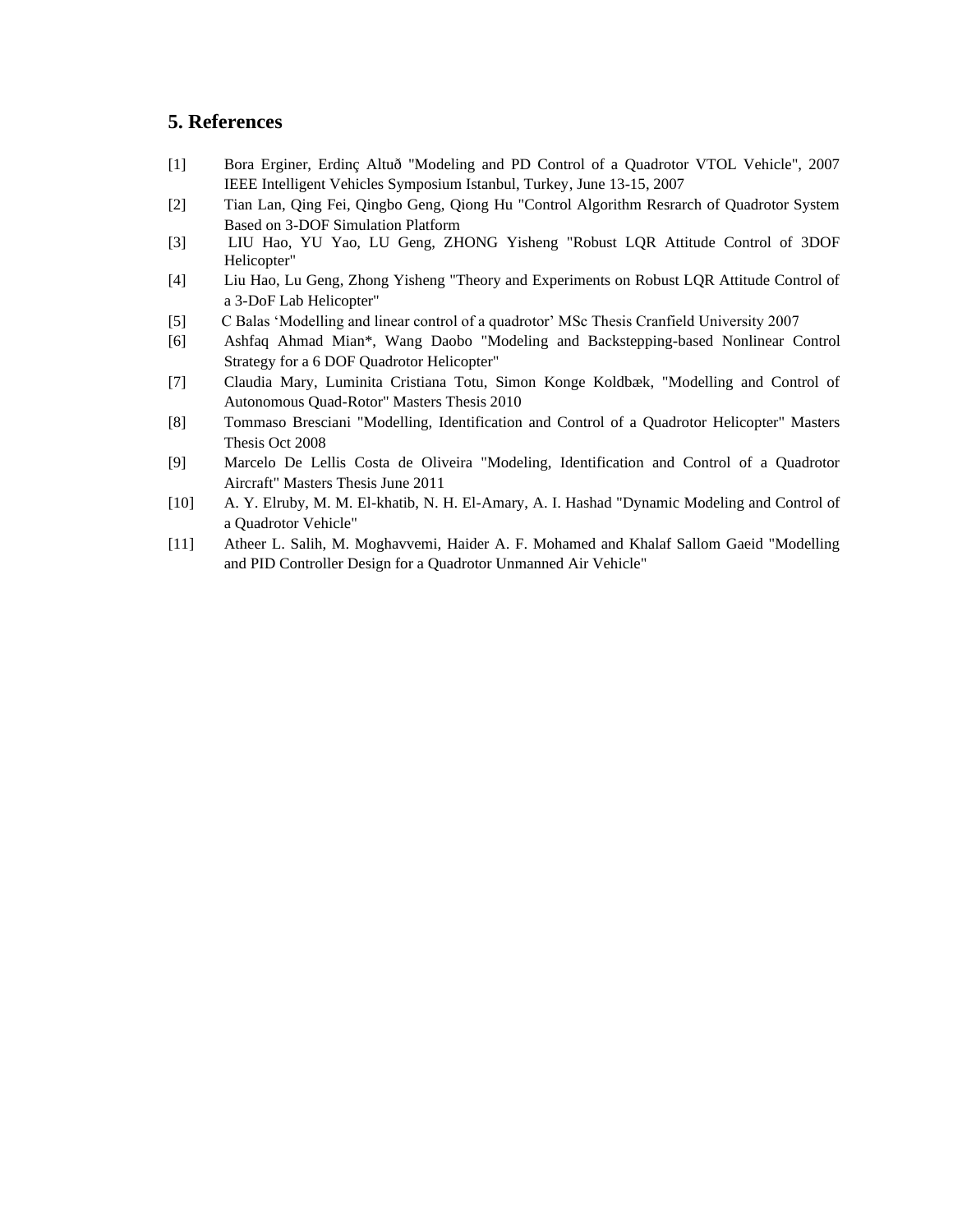## 5. References

[1] Bora Erginer, Erdinç Altuð "Modeling and PD Control of a Quadrotor VTOL Vehicle", 2007 IEEE Intelligent Vehicles Symposium Istanbul, Turkey, June 13-15, 2007

[2] Tian Lan, Qing Fei, Qingbo Geng, Qiong Hu "Control Algorithm Resrarch of Quadrotor System Based on 3-DOF Simulation Platform

[3] LIU Hao, YU Yao, LU Geng, ZHONG Yisheng "Robust LQR Attitude Control of 3DOF Helicopter"

[4] Liu Hao, Lu Geng, Zhong Yisheng "Theory and Experiments on Robust LQR Attitude Control of a 3-DoF Lab Helicopter"

[5] C Balas 'Modelling and linear control of a quadrotor' MSc Thesis Cranfield University 2007

[6] Ashfaq Ahmad Mian*, Wang Daobo "Modeling and Backstepping-based Nonlinear Control Strategy for a 6 DOF Quadrotor Helicopter"

[7] Claudia Mary, Luminita Cristiana Totu, Simon Konge Koldbæk, "Modelling and Control of Autonomous Quad-Rotor" Masters Thesis 2010

[8] Tommaso Bresciani "Modelling, Identification and Control of a Quadrotor Helicopter" Masters Thesis Oct 2008

[9] Marcelo De Lellis Costa de Oliveira "Modeling, Identification and Control of a Quadrotor Aircraft" Masters Thesis June 2011

[10] A. Y. Elruby, M. M. El-khatib, N. H. El-Amary, A. I. Hashad "Dynamic Modeling and Control of a Quadrotor Vehicle"

[11] Atheer L. Salih, M. Moghavvemi, Haider A. F. Mohamed and Khalaf Sallom Gaeid "Modelling and PID Controller Design for a Quadrotor Unmanned Air Vehicle"